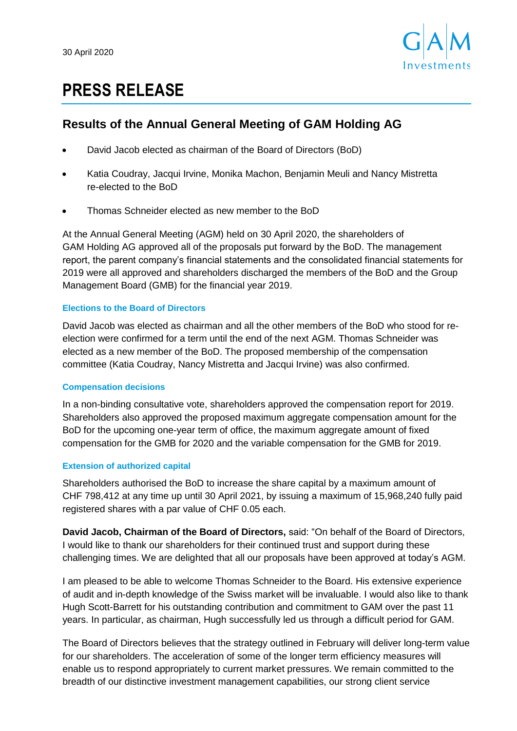30 April 2020

# PRESS RELEASE

## Results of the Annual General Meeting of GAM Holding AG

- David Jacob elected as chairman of the Board of Directors (BoD)
- Katia Coudray, Jacqui Irvine, Monika Machon, Benjamin Meuli and Nancy Mistretta re-elected to the BoD
- Thomas Schneider elected as new member to the BoD

At the Annual General Meeting (AGM) held on 30 April 2020, the shareholders of GAM Holding AG approved all of the proposals put forward by the BoD. The management report, the parent company's financial statements and the consolidated financial statements for 2019 were all approved and shareholders discharged the members of the BoD and the Group Management Board (GMB) for the financial year 2019.

### Elections to the Board of Directors

David Jacob was elected as chairman and all the other members of the BoD who stood for re-election were confirmed for a term until the end of the next AGM. Thomas Schneider was elected as a new member of the BoD. The proposed membership of the compensation committee (Katia Coudray, Nancy Mistretta and Jacqui Irvine) was also confirmed.

### Compensation decisions

In a non-binding consultative vote, shareholders approved the compensation report for 2019. Shareholders also approved the proposed maximum aggregate compensation amount for the BoD for the upcoming one-year term of office, the maximum aggregate amount of fixed compensation for the GMB for 2020 and the variable compensation for the GMB for 2019.

### Extension of authorized capital

Shareholders authorised the BoD to increase the share capital by a maximum amount of CHF 798,412 at any time up until 30 April 2021, by issuing a maximum of 15,968,240 fully paid registered shares with a par value of CHF 0.05 each.

**David Jacob, Chairman of the Board of Directors,** said: "On behalf of the Board of Directors, I would like to thank our shareholders for their continued trust and support during these challenging times. We are delighted that all our proposals have been approved at today's AGM.

I am pleased to be able to welcome Thomas Schneider to the Board. His extensive experience of audit and in-depth knowledge of the Swiss market will be invaluable. I would also like to thank Hugh Scott-Barrett for his outstanding contribution and commitment to GAM over the past 11 years. In particular, as chairman, Hugh successfully led us through a difficult period for GAM.

The Board of Directors believes that the strategy outlined in February will deliver long-term value for our shareholders. The acceleration of some of the longer term efficiency measures will enable us to respond appropriately to current market pressures. We remain committed to the breadth of our distinctive investment management capabilities, our strong client service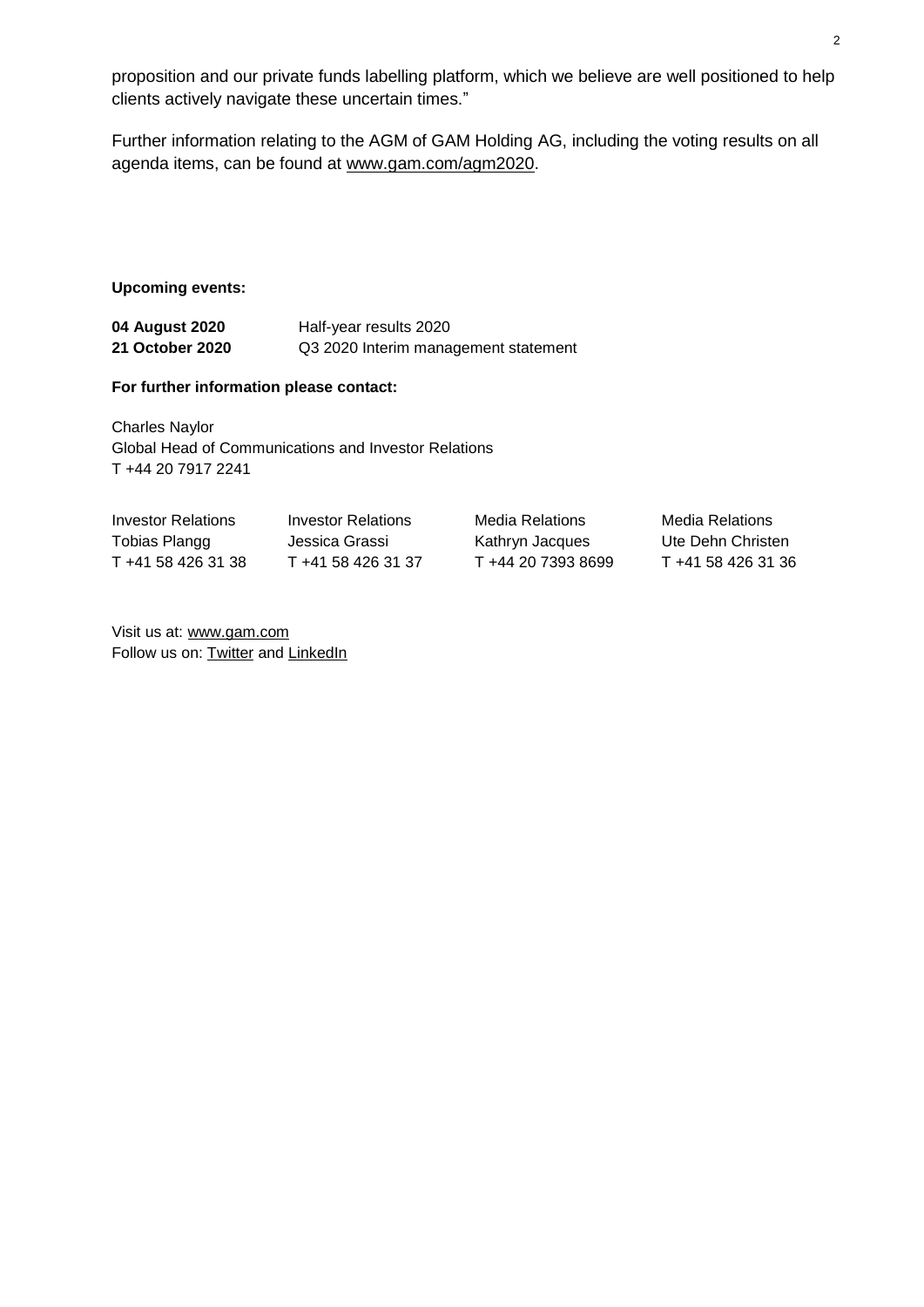proposition and our private funds labelling platform, which we believe are well positioned to help clients actively navigate these uncertain times."

Further information relating to the AGM of GAM Holding AG, including the voting results on all agenda items, can be found at www.gam.com/agm2020.

**Upcoming events:**

| | |
|---|---|
| **04 August 2020** | Half-year results 2020 |
| **21 October 2020** | Q3 2020 Interim management statement |

**For further information please contact:**

Charles Naylor
Global Head of Communications and Investor Relations
T +44 20 7917 2241

| Investor Relations | Investor Relations | Media Relations | Media Relations |
|---|---|---|---|
| Tobias Plangg | Jessica Grassi | Kathryn Jacques | Ute Dehn Christen |
| T +41 58 426 31 38 | T +41 58 426 31 37 | T +44 20 7393 8699 | T +41 58 426 31 36 |

Visit us at: www.gam.com
Follow us on: Twitter and LinkedIn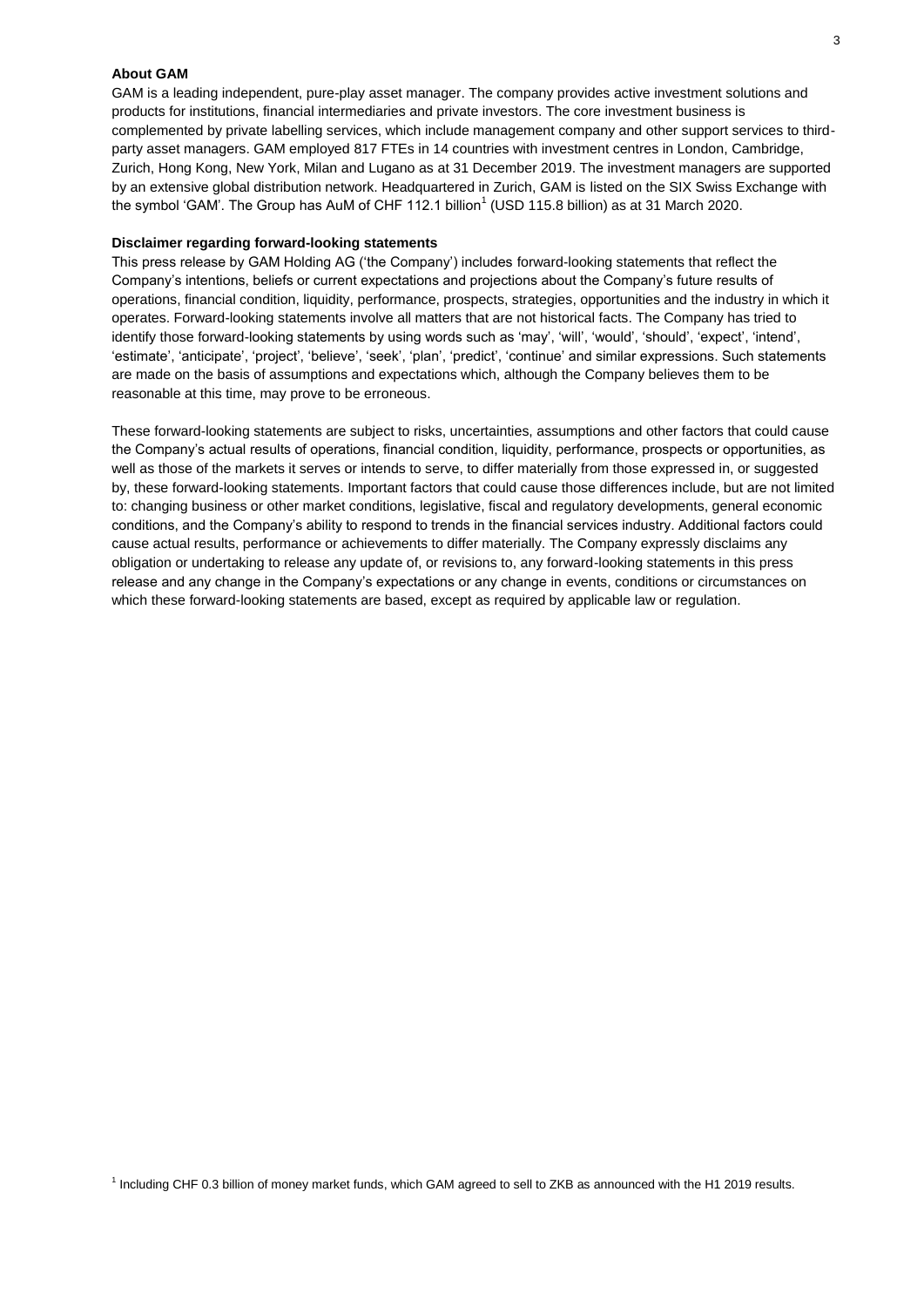**About GAM**

GAM is a leading independent, pure-play asset manager. The company provides active investment solutions and products for institutions, financial intermediaries and private investors. The core investment business is complemented by private labelling services, which include management company and other support services to third-party asset managers. GAM employed 817 FTEs in 14 countries with investment centres in London, Cambridge, Zurich, Hong Kong, New York, Milan and Lugano as at 31 December 2019. The investment managers are supported by an extensive global distribution network. Headquartered in Zurich, GAM is listed on the SIX Swiss Exchange with the symbol 'GAM'. The Group has AuM of CHF 112.1 billion[1] (USD 115.8 billion) as at 31 March 2020.

**Disclaimer regarding forward-looking statements**

This press release by GAM Holding AG ('the Company') includes forward-looking statements that reflect the Company's intentions, beliefs or current expectations and projections about the Company's future results of operations, financial condition, liquidity, performance, prospects, strategies, opportunities and the industry in which it operates. Forward-looking statements involve all matters that are not historical facts. The Company has tried to identify those forward-looking statements by using words such as 'may', 'will', 'would', 'should', 'expect', 'intend', 'estimate', 'anticipate', 'project', 'believe', 'seek', 'plan', 'predict', 'continue' and similar expressions. Such statements are made on the basis of assumptions and expectations which, although the Company believes them to be reasonable at this time, may prove to be erroneous.

These forward-looking statements are subject to risks, uncertainties, assumptions and other factors that could cause the Company's actual results of operations, financial condition, liquidity, performance, prospects or opportunities, as well as those of the markets it serves or intends to serve, to differ materially from those expressed in, or suggested by, these forward-looking statements. Important factors that could cause those differences include, but are not limited to: changing business or other market conditions, legislative, fiscal and regulatory developments, general economic conditions, and the Company's ability to respond to trends in the financial services industry. Additional factors could cause actual results, performance or achievements to differ materially. The Company expressly disclaims any obligation or undertaking to release any update of, or revisions to, any forward-looking statements in this press release and any change in the Company's expectations or any change in events, conditions or circumstances on which these forward-looking statements are based, except as required by applicable law or regulation.

[1] Including CHF 0.3 billion of money market funds, which GAM agreed to sell to ZKB as announced with the H1 2019 results.